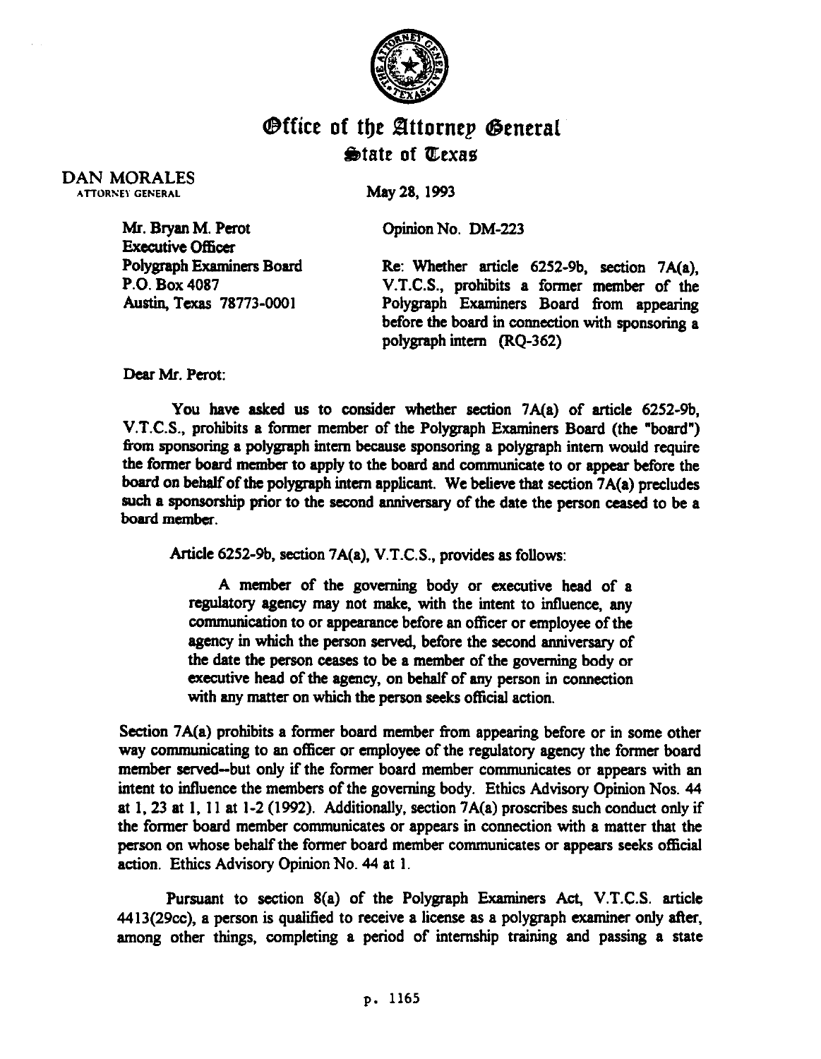# Office of the Attorney General
## State of Texas

**DAN MORALES**
ATTORNEY GENERAL

May 28, 1993

Mr. Bryan M. Perot
Executive Officer
Polygraph Examiners Board
P.O. Box 4087
Austin, Texas 78773-0001

Opinion No. DM-223

Re: Whether article 6252-9b, section 7A(a), V.T.C.S., prohibits a former member of the Polygraph Examiners Board from appearing before the board in connection with sponsoring a polygraph intern (RQ-362)

Dear Mr. Perot:

You have asked us to consider whether section 7A(a) of article 6252-9b, V.T.C.S., prohibits a former member of the Polygraph Examiners Board (the "board") from sponsoring a polygraph intern because sponsoring a polygraph intern would require the former board member to apply to the board and communicate to or appear before the board on behalf of the polygraph intern applicant. We believe that section 7A(a) precludes such a sponsorship prior to the second anniversary of the date the person ceased to be a board member.

Article 6252-9b, section 7A(a), V.T.C.S., provides as follows:

> A member of the governing body or executive head of a regulatory agency may not make, with the intent to influence, any communication to or appearance before an officer or employee of the agency in which the person served, before the second anniversary of the date the person ceases to be a member of the governing body or executive head of the agency, on behalf of any person in connection with any matter on which the person seeks official action.

Section 7A(a) prohibits a former board member from appearing before or in some other way communicating to an officer or employee of the regulatory agency the former board member served--but only if the former board member communicates or appears with an intent to influence the members of the governing body. Ethics Advisory Opinion Nos. 44 at 1, 23 at 1, 11 at 1-2 (1992). Additionally, section 7A(a) proscribes such conduct only if the former board member communicates or appears in connection with a matter that the person on whose behalf the former board member communicates or appears seeks official action. Ethics Advisory Opinion No. 44 at 1.

Pursuant to section 8(a) of the Polygraph Examiners Act, V.T.C.S. article 4413(29cc), a person is qualified to receive a license as a polygraph examiner only after, among other things, completing a period of internship training and passing a state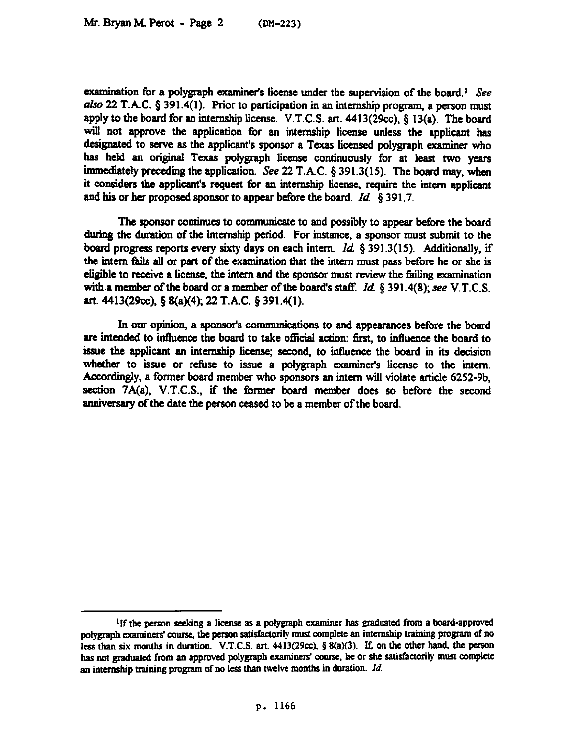examination for a polygraph examiner's license under the supervision of the board.[1] *See also* 22 T.A.C. § 391.4(1). Prior to participation in an internship program, a person must apply to the board for an internship license. V.T.C.S. art. 4413(29cc), § 13(a). The board will not approve the application for an internship license unless the applicant has designated to serve as the applicant's sponsor a Texas licensed polygraph examiner who has held an original Texas polygraph license continuously for at least two years immediately preceding the application. *See* 22 T.A.C. § 391.3(15). The board may, when it considers the applicant's request for an internship license, require the intern applicant and his or her proposed sponsor to appear before the board. *Id.* § 391.7.

The sponsor continues to communicate to and possibly to appear before the board during the duration of the internship period. For instance, a sponsor must submit to the board progress reports every sixty days on each intern. *Id.* § 391.3(15). Additionally, if the intern fails all or part of the examination that the intern must pass before he or she is eligible to receive a license, the intern and the sponsor must review the failing examination with a member of the board or a member of the board's staff. *Id.* § 391.4(8); *see* V.T.C.S. art. 4413(29cc), § 8(a)(4); 22 T.A.C. § 391.4(1).

In our opinion, a sponsor's communications to and appearances before the board are intended to influence the board to take official action: first, to influence the board to issue the applicant an internship license; second, to influence the board in its decision whether to issue or refuse to issue a polygraph examiner's license to the intern. Accordingly, a former board member who sponsors an intern will violate article 6252-9b, section 7A(a), V.T.C.S., if the former board member does so before the second anniversary of the date the person ceased to be a member of the board.

---

[1]If the person seeking a license as a polygraph examiner has graduated from a board-approved polygraph examiners' course, the person satisfactorily must complete an internship training program of no less than six months in duration. V.T.C.S. art. 4413(29cc), § 8(a)(3). If, on the other hand, the person has not graduated from an approved polygraph examiners' course, he or she satisfactorily must complete an internship training program of no less than twelve months in duration. *Id.*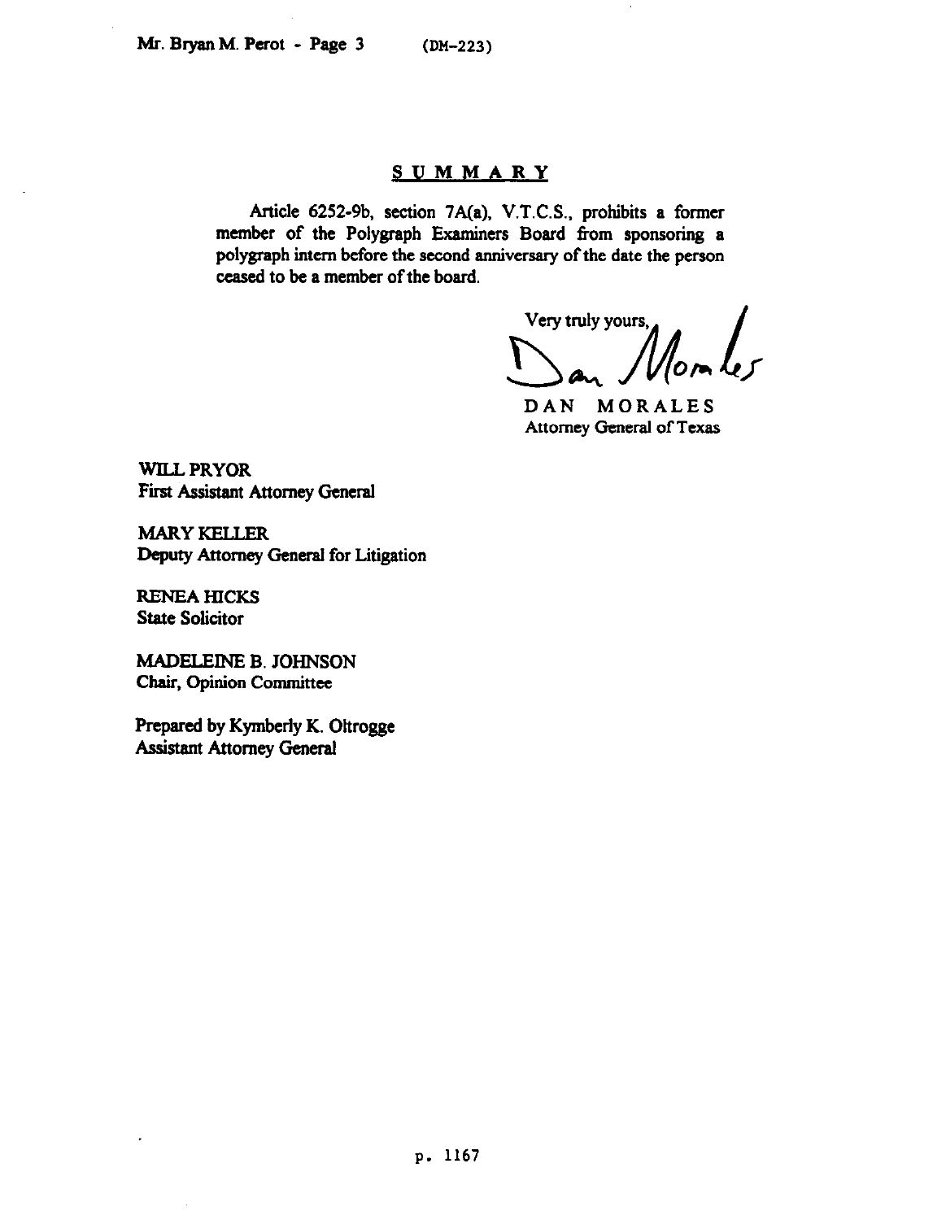## SUMMARY

Article 6252-9b, section 7A(a), V.T.C.S., prohibits a former member of the Polygraph Examiners Board from sponsoring a polygraph intern before the second anniversary of the date the person ceased to be a member of the board.

Very truly yours,

Dan Morales

DAN MORALES
Attorney General of Texas

WILL PRYOR
First Assistant Attorney General

MARY KELLER
Deputy Attorney General for Litigation

RENEA HICKS
State Solicitor

MADELEINE B. JOHNSON
Chair, Opinion Committee

Prepared by Kymberly K. Oltrogge
Assistant Attorney General